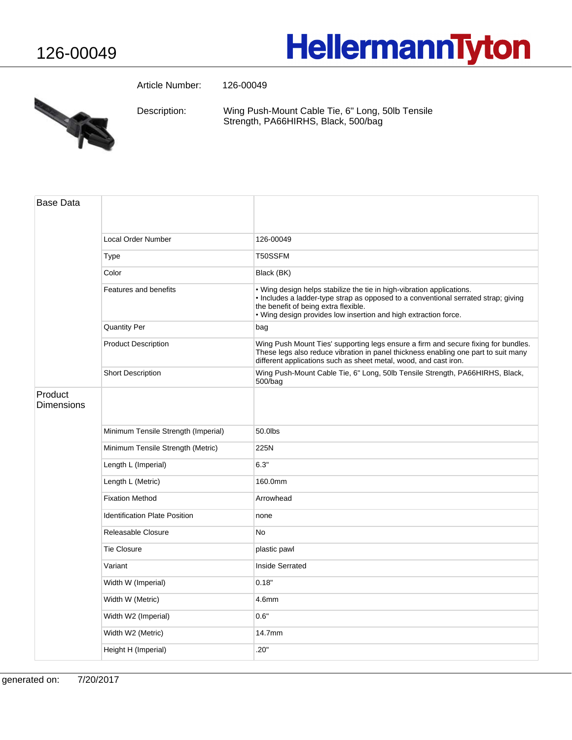# 126-00049

**HellermannTyton**

Article Number: 126-00049

Description: Wing Push-Mount Cable Tie, 6" Long, 50lb Tensile Strength, PA66HIRHS, Black, 500/bag

| Base Data | | |
|---|---|---|
| | Local Order Number | 126-00049 |
| | Type | T50SSFM |
| | Color | Black (BK) |
| | Features and benefits | • Wing design helps stabilize the tie in high-vibration applications.<br>• Includes a ladder-type strap as opposed to a conventional serrated strap; giving the benefit of being extra flexible.<br>• Wing design provides low insertion and high extraction force. |
| | Quantity Per | bag |
| | Product Description | Wing Push Mount Ties' supporting legs ensure a firm and secure fixing for bundles. These legs also reduce vibration in panel thickness enabling one part to suit many different applications such as sheet metal, wood, and cast iron. |
| | Short Description | Wing Push-Mount Cable Tie, 6" Long, 50lb Tensile Strength, PA66HIRHS, Black, 500/bag |
| **Product Dimensions** | | |
| | Minimum Tensile Strength (Imperial) | 50.0lbs |
| | Minimum Tensile Strength (Metric) | 225N |
| | Length L (Imperial) | 6.3" |
| | Length L (Metric) | 160.0mm |
| | Fixation Method | Arrowhead |
| | Identification Plate Position | none |
| | Releasable Closure | No |
| | Tie Closure | plastic pawl |
| | Variant | Inside Serrated |
| | Width W (Imperial) | 0.18" |
| | Width W (Metric) | 4.6mm |
| | Width W2 (Imperial) | 0.6" |
| | Width W2 (Metric) | 14.7mm |
| | Height H (Imperial) | .20" |

generated on: 7/20/2017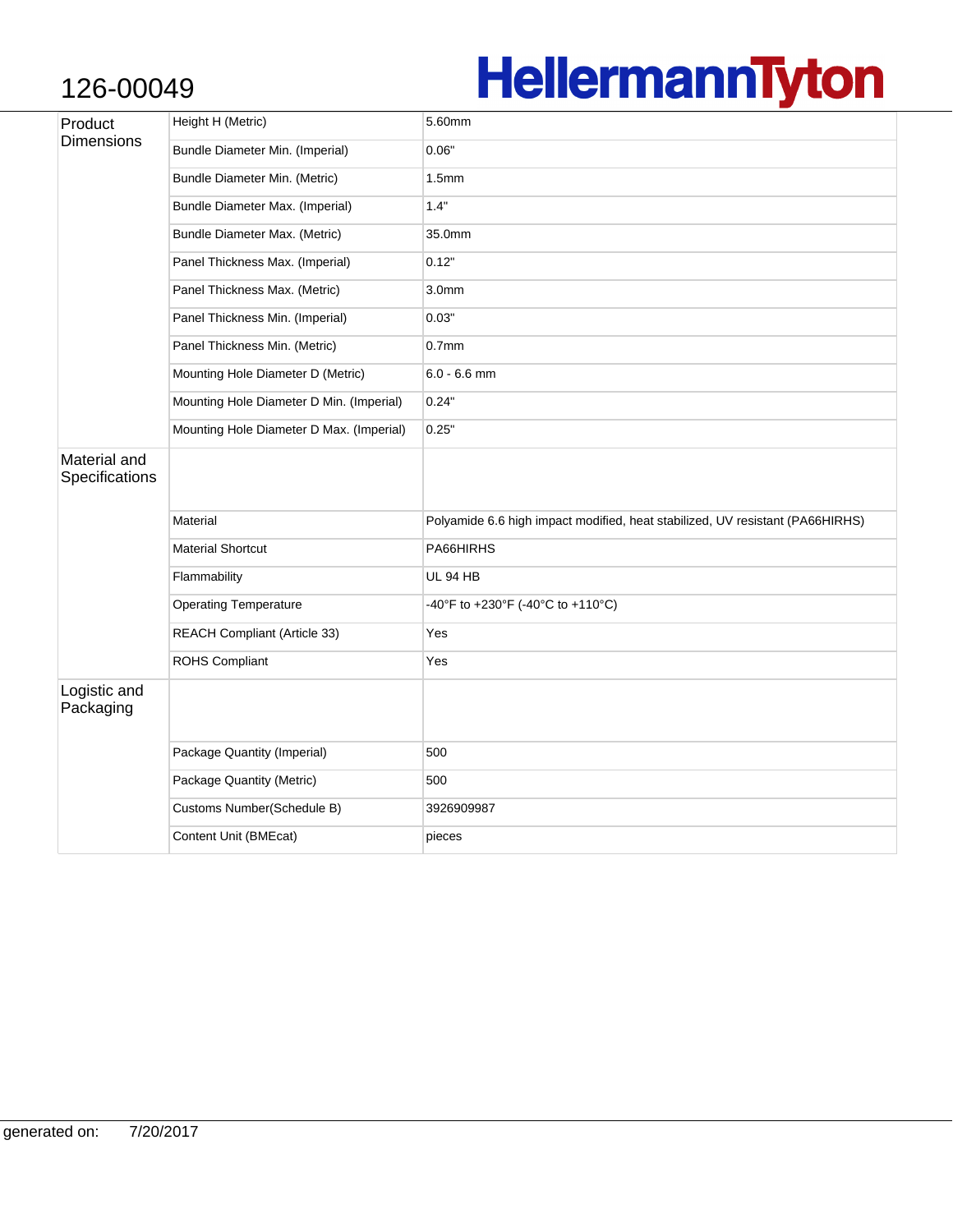| | | |
|---|---|---|
| Product Dimensions | Height H (Metric) | 5.60mm |
| | Bundle Diameter Min. (Imperial) | 0.06" |
| | Bundle Diameter Min. (Metric) | 1.5mm |
| | Bundle Diameter Max. (Imperial) | 1.4" |
| | Bundle Diameter Max. (Metric) | 35.0mm |
| | Panel Thickness Max. (Imperial) | 0.12" |
| | Panel Thickness Max. (Metric) | 3.0mm |
| | Panel Thickness Min. (Imperial) | 0.03" |
| | Panel Thickness Min. (Metric) | 0.7mm |
| | Mounting Hole Diameter D (Metric) | 6.0 - 6.6 mm |
| | Mounting Hole Diameter D Min. (Imperial) | 0.24" |
| | Mounting Hole Diameter D Max. (Imperial) | 0.25" |
| Material and Specifications | | |
| | Material | Polyamide 6.6 high impact modified, heat stabilized, UV resistant (PA66HIRHS) |
| | Material Shortcut | PA66HIRHS |
| | Flammability | UL 94 HB |
| | Operating Temperature | -40°F to +230°F (-40°C to +110°C) |
| | REACH Compliant (Article 33) | Yes |
| | ROHS Compliant | Yes |
| Logistic and Packaging | | |
| | Package Quantity (Imperial) | 500 |
| | Package Quantity (Metric) | 500 |
| | Customs Number(Schedule B) | 3926909987 |
| | Content Unit (BMEcat) | pieces |